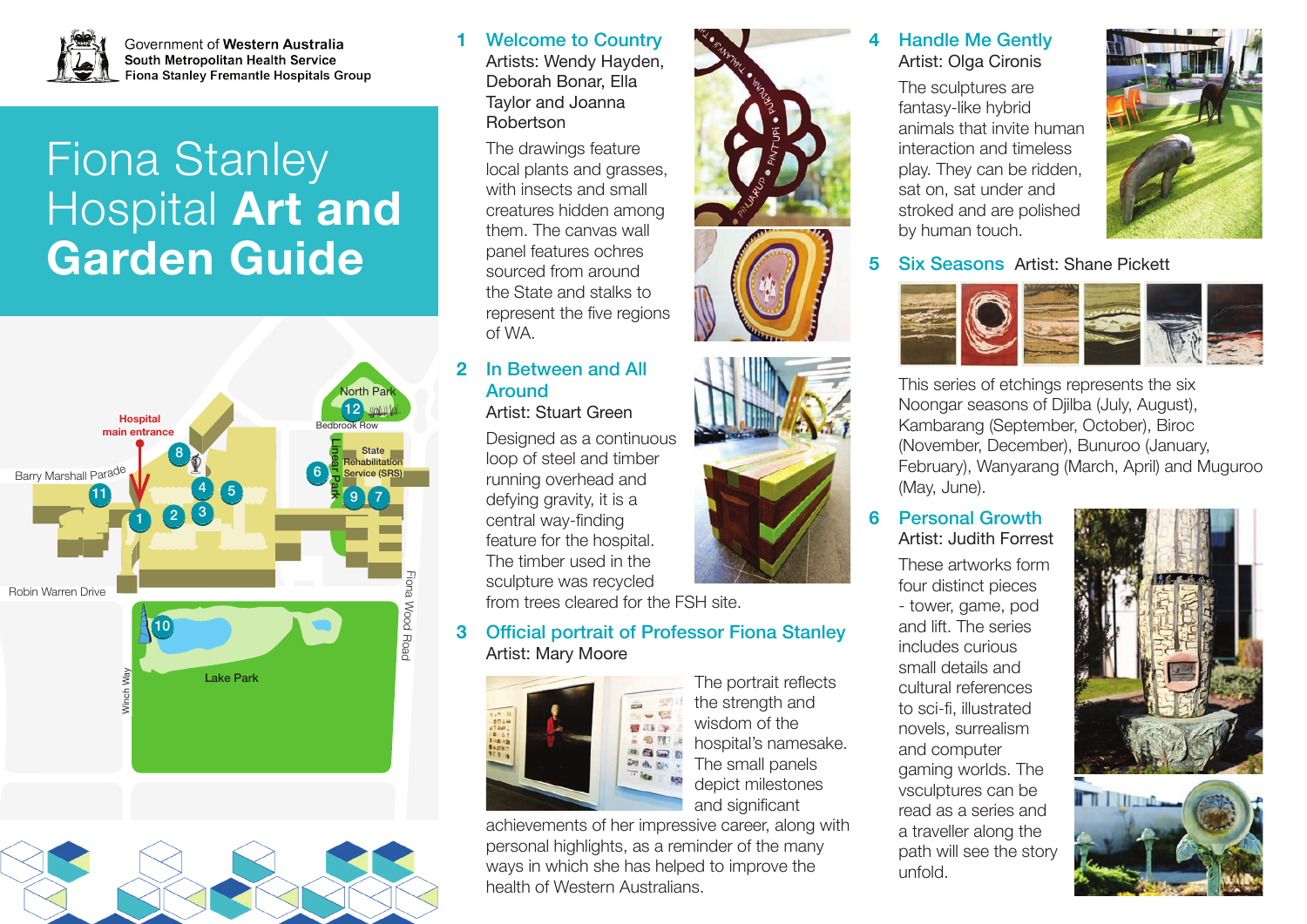Government of Western Australia
South Metropolitan Health Service
Fiona Stanley Fremantle Hospitals Group

# Fiona Stanley Hospital **Art and Garden Guide**

## 1 Welcome to Country

Artists: Wendy Hayden, Deborah Bonar, Ella Taylor and Joanna Robertson

The drawings feature local plants and grasses, with insects and small creatures hidden among them. The canvas wall panel features ochres sourced from around the State and stalks to represent the five regions of WA.

## 2 In Between and All Around

Artist: Stuart Green

Designed as a continuous loop of steel and timber running overhead and defying gravity, it is a central way-finding feature for the hospital. The timber used in the sculpture was recycled from trees cleared for the FSH site.

## 3 Official portrait of Professor Fiona Stanley

Artist: Mary Moore

The portrait reflects the strength and wisdom of the hospital's namesake. The small panels depict milestones and significant achievements of her impressive career, along with personal highlights, as a reminder of the many ways in which she has helped to improve the health of Western Australians.

## 4 Handle Me Gently

Artist: Olga Cironis

The sculptures are fantasy-like hybrid animals that invite human interaction and timeless play. They can be ridden, sat on, sat under and stroked and are polished by human touch.

## 5 Six Seasons

Artist: Shane Pickett

This series of etchings represents the six Noongar seasons of Djilba (July, August), Kambarang (September, October), Biroc (November, December), Bunuroo (January, February), Wanyarang (March, April) and Muguroo (May, June).

## 6 Personal Growth

Artist: Judith Forrest

These artworks form four distinct pieces - tower, game, pod and lift. The series includes curious small details and cultural references to sci-fi, illustrated novels, surrealism and computer gaming worlds. The vsculptures can be read as a series and a traveller along the path will see the story unfold.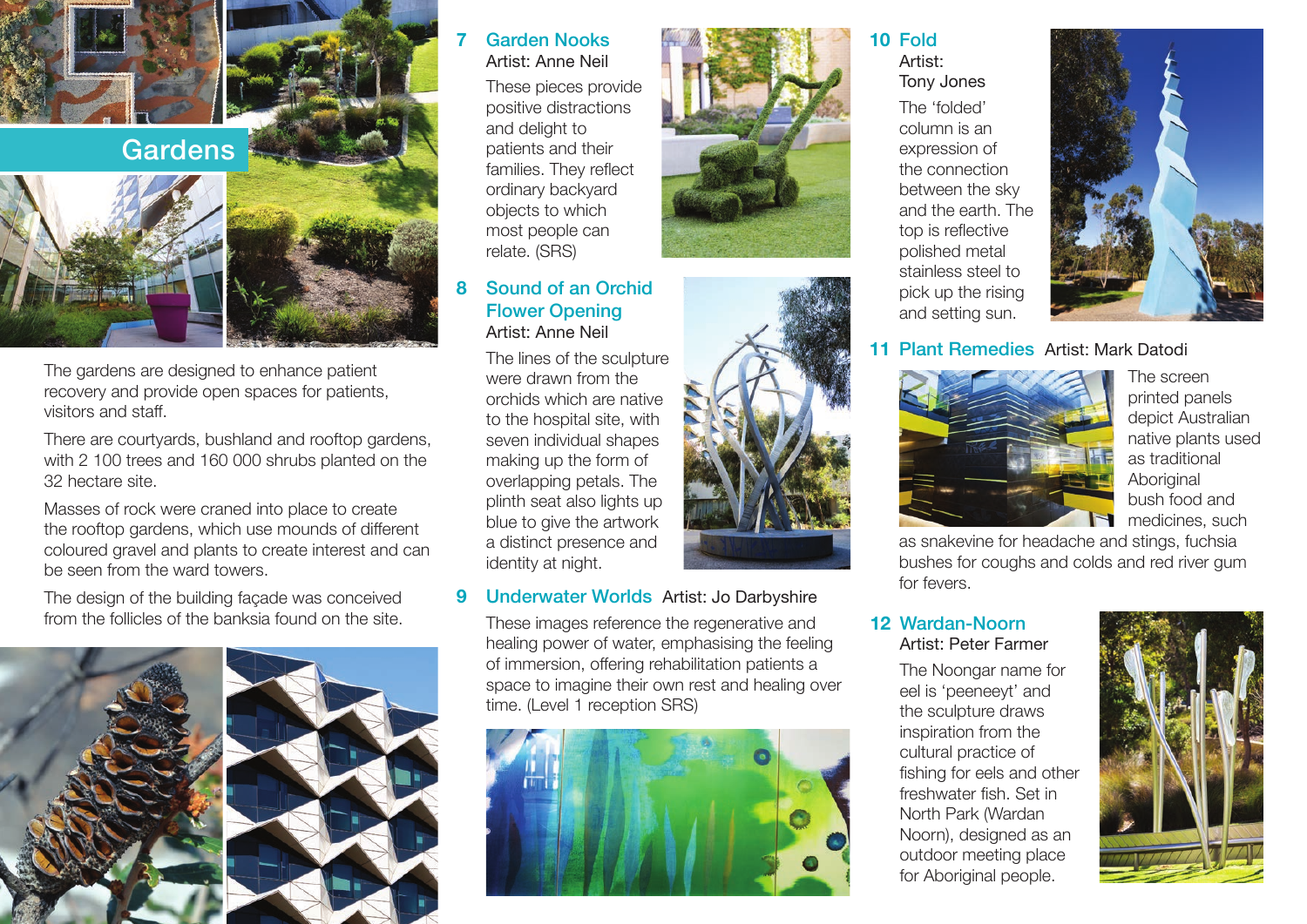## Gardens

The gardens are designed to enhance patient recovery and provide open spaces for patients, visitors and staff.

There are courtyards, bushland and rooftop gardens, with 2 100 trees and 160 000 shrubs planted on the 32 hectare site.

Masses of rock were craned into place to create the rooftop gardens, which use mounds of different coloured gravel and plants to create interest and can be seen from the ward towers.

The design of the building façade was conceived from the follicles of the banksia found on the site.

### 7 Garden Nooks

Artist: Anne Neil

These pieces provide positive distractions and delight to patients and their families. They reflect ordinary backyard objects to which most people can relate. (SRS)

### 8 Sound of an Orchid Flower Opening

Artist: Anne Neil

The lines of the sculpture were drawn from the orchids which are native to the hospital site, with seven individual shapes making up the form of overlapping petals. The plinth seat also lights up blue to give the artwork a distinct presence and identity at night.

### 9 Underwater Worlds

Artist: Jo Darbyshire

These images reference the regenerative and healing power of water, emphasising the feeling of immersion, offering rehabilitation patients a space to imagine their own rest and healing over time. (Level 1 reception SRS)

### 10 Fold

Artist: Tony Jones

The 'folded' column is an expression of the connection between the sky and the earth. The top is reflective polished metal stainless steel to pick up the rising and setting sun.

### 11 Plant Remedies

Artist: Mark Datodi

The screen printed panels depict Australian native plants used as traditional Aboriginal bush food and medicines, such as snakevine for headache and stings, fuchsia bushes for coughs and colds and red river gum for fevers.

### 12 Wardan-Noorn

Artist: Peter Farmer

The Noongar name for eel is 'peeneeyt' and the sculpture draws inspiration from the cultural practice of fishing for eels and other freshwater fish. Set in North Park (Wardan Noorn), designed as an outdoor meeting place for Aboriginal people.